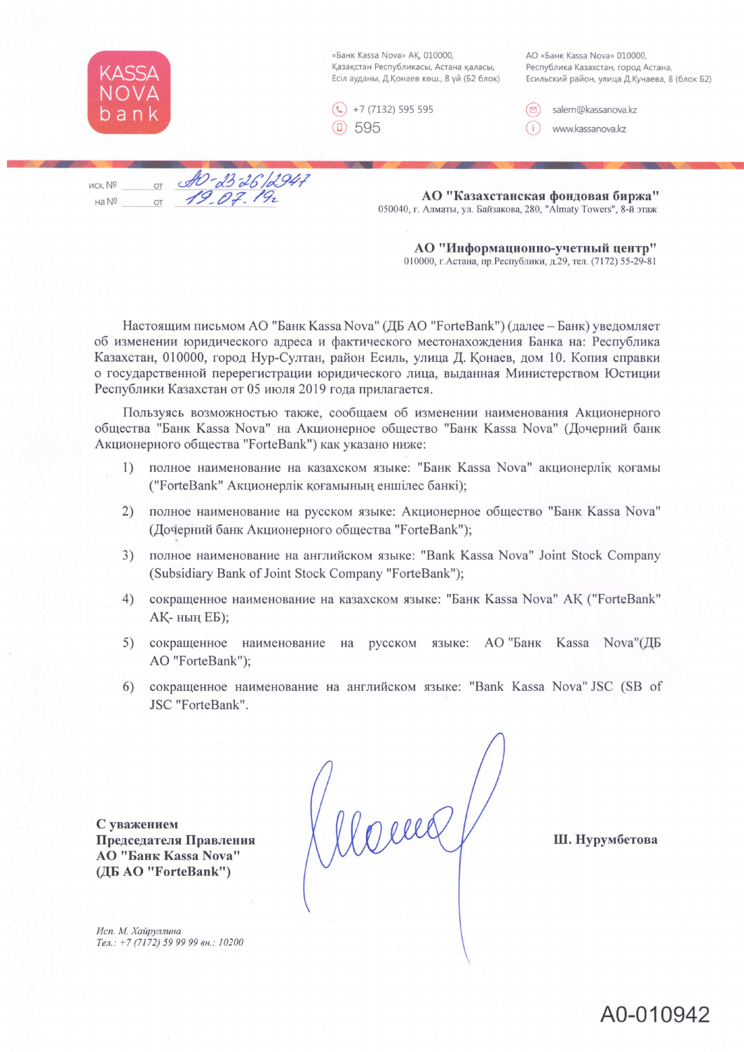KASSA NOVA bank

«Банк Kassa Nova» АҚ, 010000,
Қазақстан Республикасы, Астана қаласы,
Есіл ауданы, Д.Қонаев көш., 8 үй (Б2 блок)

АО «Банк Kassa Nova» 010000,
Республика Казахстан, город Астана,
Есильский район, улица Д.Кунаева, 8 (блок Б2)

+7 (7132) 595 595
595

salem@kassanova.kz
www.kassanova.kz

исх. № АО-23-26/2947 от 19.07.19г
на № ______ от ______

**АО "Казахстанская фондовая биржа"**
050040, г. Алматы, ул. Байзакова, 280, "Almaty Towers", 8-й этаж

**АО "Информационно-учетный центр"**
010000, г.Астана, пр.Республики, д.29, тел. (7172) 55-29-81

Настоящим письмом АО "Банк Kassa Nova" (ДБ АО "ForteBank") (далее – Банк) уведомляет об изменении юридического адреса и фактического местонахождения Банка на: Республика Казахстан, 010000, город Нур-Султан, район Есиль, улица Д. Қонаев, дом 10. Копия справки о государственной перерегистрации юридического лица, выданная Министерством Юстиции Республики Казахстан от 05 июля 2019 года прилагается.

Пользуясь возможностью также, сообщаем об изменении наименования Акционерного общества "Банк Kassa Nova" на Акционерное общество "Банк Kassa Nova" (Дочерний банк Акционерного общества "ForteBank") как указано ниже:

1) полное наименование на казахском языке: "Банк Kassa Nova" акционерлік қоғамы ("ForteBank" Акционерлік қоғамының еншілес банкі);
2) полное наименование на русском языке: Акционерное общество "Банк Kassa Nova" (Дочерний банк Акционерного общества "ForteBank");
3) полное наименование на английском языке: "Bank Kassa Nova" Joint Stock Company (Subsidiary Bank of Joint Stock Company "ForteBank");
4) сокращенное наименование на казахском языке: "Банк Kassa Nova" АҚ ("ForteBank" АҚ- ның ЕБ);
5) сокращенное наименование на русском языке: АО "Банк Kassa Nova"(ДБ АО "ForteBank");
6) сокращенное наименование на английском языке: "Bank Kassa Nova" JSC (SB of JSC "ForteBank".

**С уважением**
**Председателя Правления**
**АО "Банк Kassa Nova"**
**(ДБ АО "ForteBank")**

**Ш. Нурумбетова**

*Исп. М. Хайруллина*
*Тел.: +7 (7172) 59 99 99 вн.: 10200*

А0-010942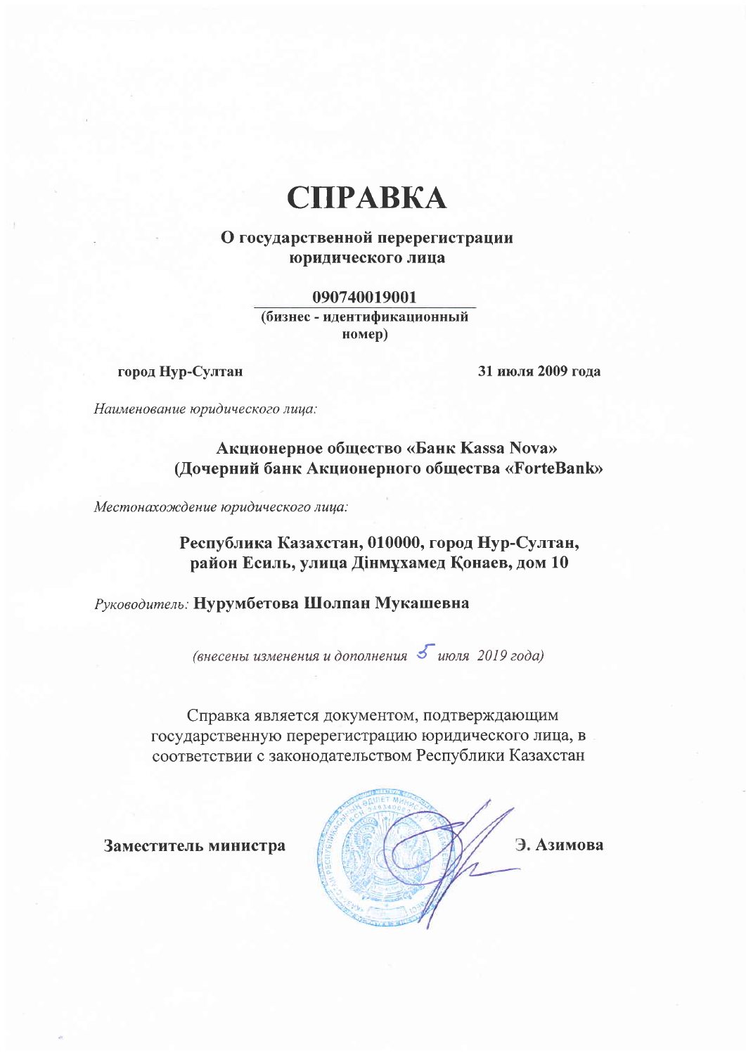# СПРАВКА

**О государственной перерегистрации юридического лица**

**090740019001**

**(бизнес - идентификационный номер)**

**город Нур-Султан** **31 июля 2009 года**

*Наименование юридического лица:*

**Акционерное общество «Банк Kassa Nova» (Дочерний банк Акционерного общества «ForteBank»**

*Местонахождение юридического лица:*

**Республика Казахстан, 010000, город Нур-Султан, район Есиль, улица Дінмұхамед Қонаев, дом 10**

*Руководитель:* **Нурумбетова Шолпан Мукашевна**

*(внесены изменения и дополнения 5 июля 2019 года)*

Справка является документом, подтверждающим государственную перерегистрацию юридического лица, в соответствии с законодательством Республики Казахстан

**Заместитель министра** **Э. Азимова**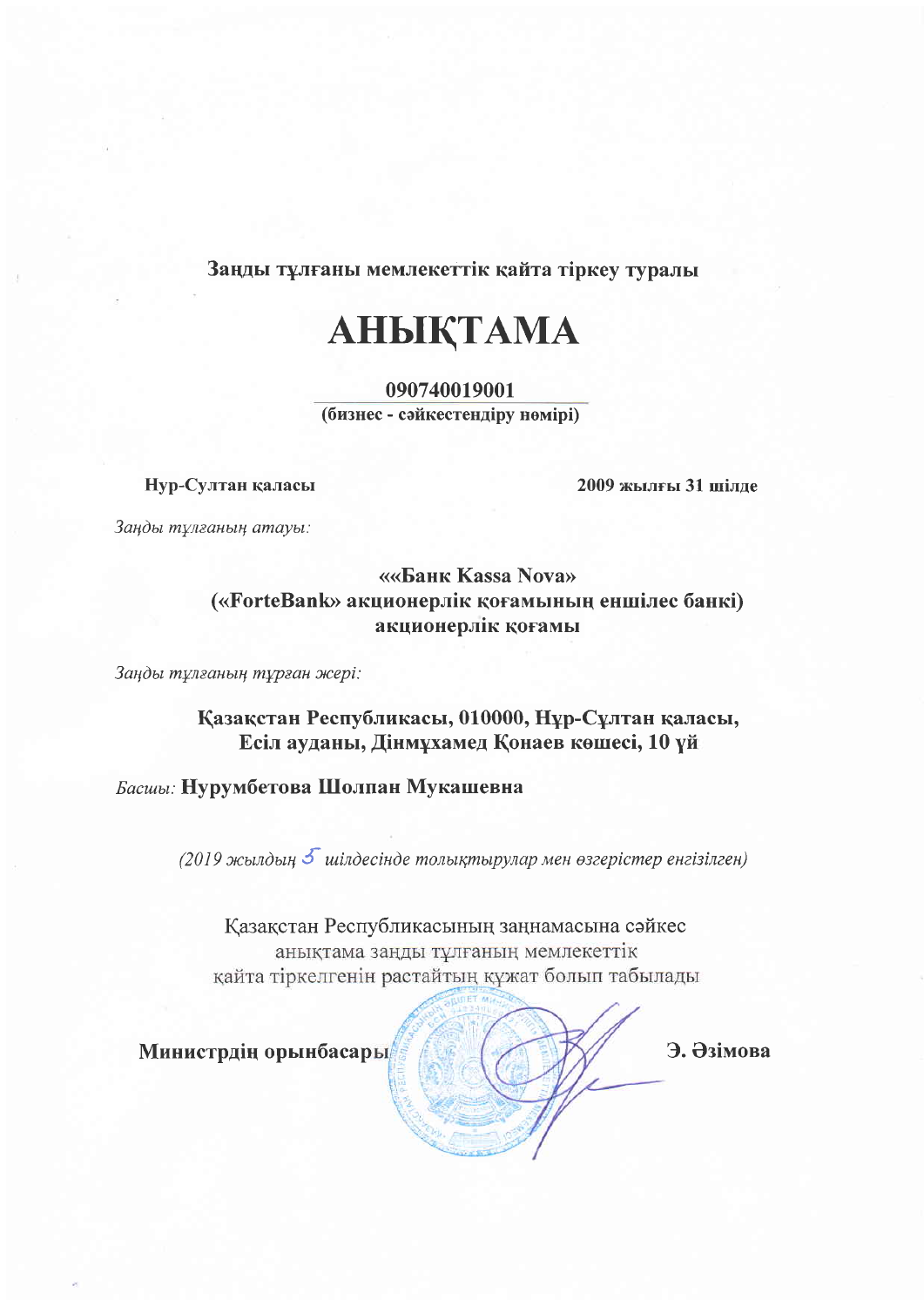**Заңды тұлғаны мемлекеттік қайта тіркеу туралы**

# АНЫҚТАМА

**090740019001**
**(бизнес - сәйкестендіру нөмірі)**

**Нур-Султан қаласы** **2009 жылғы 31 шілде**

*Заңды тұлғаның атауы:*

**««Банк Kassa Nova»**
**(«ForteBank» акционерлік қоғамының еншілес банкі)**
**акционерлік қоғамы**

*Заңды тұлғаның тұрған жері:*

**Қазақстан Республикасы, 010000, Нұр-Сұлтан қаласы,**
**Есіл ауданы, Дінмұхамед Қонаев көшесі, 10 үй**

*Басшы:* **Нурумбетова Шолпан Мукашевна**

*(2019 жылдың 5 шілдесінде толықтырулар мен өзгерістер енгізілген)*

Қазақстан Республикасының заңнамасына сәйкес
анықтама заңды тұлғаның мемлекеттік
қайта тіркелгенін растайтын құжат болып табылады

**Министрдің орынбасары** **Э. Әзімова**